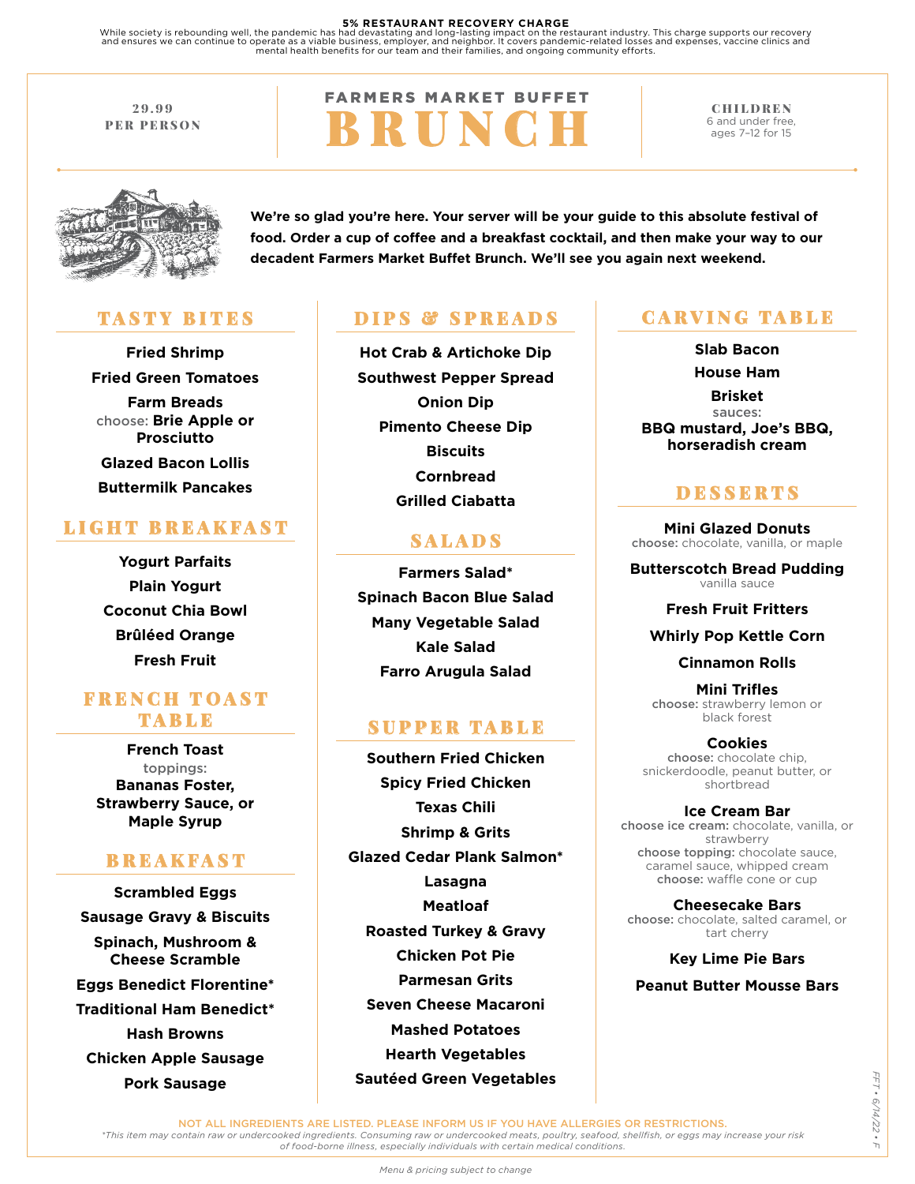**5% RESTAURANT RECOVERY CHARGE**
While society is rebounding well, the pandemic has had devastating and long-lasting impact on the restaurant industry. This charge supports our recovery and ensures we can continue to operate as a viable business, employer, and neighbor. It covers pandemic-related losses and expenses, vaccine clinics and mental health benefits for our team and their families, and ongoing community efforts.

**29.99 PER PERSON**

# FARMERS MARKET BUFFET BRUNCH

**CHILDREN**
6 and under free,
ages 7–12 for 15

**We're so glad you're here. Your server will be your guide to this absolute festival of food. Order a cup of coffee and a breakfast cocktail, and then make your way to our decadent Farmers Market Buffet Brunch. We'll see you again next weekend.**

## TASTY BITES

**Fried Shrimp**

**Fried Green Tomatoes**

**Farm Breads**
choose: **Brie Apple or Prosciutto**

**Glazed Bacon Lollis**

**Buttermilk Pancakes**

## LIGHT BREAKFAST

**Yogurt Parfaits**

**Plain Yogurt**

**Coconut Chia Bowl**

**Brûléed Orange**

**Fresh Fruit**

## FRENCH TOAST TABLE

**French Toast**
toppings:
**Bananas Foster, Strawberry Sauce, or Maple Syrup**

## BREAKFAST

**Scrambled Eggs**

**Sausage Gravy & Biscuits**

**Spinach, Mushroom & Cheese Scramble**

**Eggs Benedict Florentine***

**Traditional Ham Benedict***

**Hash Browns**

**Chicken Apple Sausage**

**Pork Sausage**

## DIPS & SPREADS

**Hot Crab & Artichoke Dip**

**Southwest Pepper Spread**

**Onion Dip**

**Pimento Cheese Dip**

**Biscuits**

**Cornbread**

**Grilled Ciabatta**

## SALADS

**Farmers Salad***

**Spinach Bacon Blue Salad**

**Many Vegetable Salad**

**Kale Salad**

**Farro Arugula Salad**

## SUPPER TABLE

**Southern Fried Chicken**

**Spicy Fried Chicken**

**Texas Chili**

**Shrimp & Grits**

**Glazed Cedar Plank Salmon***

**Lasagna**

**Meatloaf**

**Roasted Turkey & Gravy**

**Chicken Pot Pie**

**Parmesan Grits**

**Seven Cheese Macaroni**

**Mashed Potatoes**

**Hearth Vegetables**

**Sautéed Green Vegetables**

## CARVING TABLE

**Slab Bacon**

**House Ham**

**Brisket**
sauces:
**BBQ mustard, Joe's BBQ, horseradish cream**

## DESSERTS

**Mini Glazed Donuts**
**choose:** chocolate, vanilla, or maple

**Butterscotch Bread Pudding**
vanilla sauce

**Fresh Fruit Fritters**

**Whirly Pop Kettle Corn**

**Cinnamon Rolls**

**Mini Trifles**
**choose:** strawberry lemon or black forest

**Cookies**
**choose:** chocolate chip, snickerdoodle, peanut butter, or shortbread

**Ice Cream Bar**
**choose ice cream:** chocolate, vanilla, or strawberry
**choose topping:** chocolate sauce, caramel sauce, whipped cream
**choose:** waffle cone or cup

**Cheesecake Bars**
**choose:** chocolate, salted caramel, or tart cherry

**Key Lime Pie Bars**

**Peanut Butter Mousse Bars**

NOT ALL INGREDIENTS ARE LISTED. PLEASE INFORM US IF YOU HAVE ALLERGIES OR RESTRICTIONS.

*\*This item may contain raw or undercooked ingredients. Consuming raw or undercooked meats, poultry, seafood, shellfish, or eggs may increase your risk of food-borne illness, especially individuals with certain medical conditions.*

FFT • 6/14/22 • F

*Menu & pricing subject to change*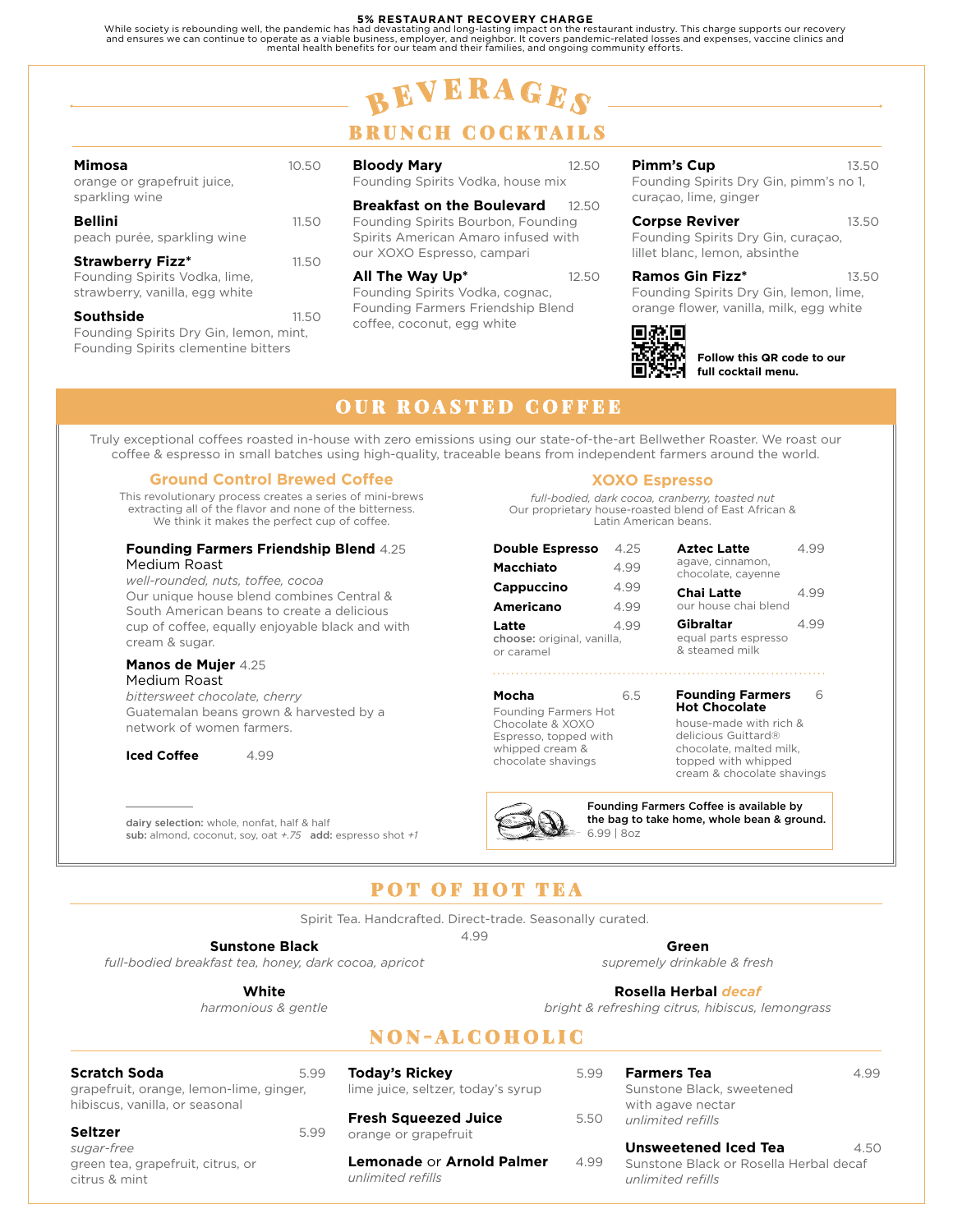**5% RESTAURANT RECOVERY CHARGE**
While society is rebounding well, the pandemic has had devastating and long-lasting impact on the restaurant industry. This charge supports our recovery and ensures we can continue to operate as a viable business, employer, and neighbor. It covers pandemic-related losses and expenses, vaccine clinics and mental health benefits for our team and their families, and ongoing community efforts.

# BEVERAGES

## BRUNCH COCKTAILS

**Mimosa** 10.50
orange or grapefruit juice, sparkling wine

**Bellini** 11.50
peach purée, sparkling wine

**Strawberry Fizz*** 11.50
Founding Spirits Vodka, lime, strawberry, vanilla, egg white

**Southside** 11.50
Founding Spirits Dry Gin, lemon, mint, Founding Spirits clementine bitters

**Bloody Mary** 12.50
Founding Spirits Vodka, house mix

**Breakfast on the Boulevard** 12.50
Founding Spirits Bourbon, Founding Spirits American Amaro infused with our XOXO Espresso, campari

**All The Way Up*** 12.50
Founding Spirits Vodka, cognac, Founding Farmers Friendship Blend coffee, coconut, egg white

**Pimm's Cup** 13.50
Founding Spirits Dry Gin, pimm's no 1, curaçao, lime, ginger

**Corpse Reviver** 13.50
Founding Spirits Dry Gin, curaçao, lillet blanc, lemon, absinthe

**Ramos Gin Fizz*** 13.50
Founding Spirits Dry Gin, lemon, lime, orange flower, vanilla, milk, egg white

**Follow this QR code to our full cocktail menu.**

## OUR ROASTED COFFEE

Truly exceptional coffees roasted in-house with zero emissions using our state-of-the-art Bellwether Roaster. We roast our coffee & espresso in small batches using high-quality, traceable beans from independent farmers around the world.

### Ground Control Brewed Coffee

This revolutionary process creates a series of mini-brews extracting all of the flavor and none of the bitterness. We think it makes the perfect cup of coffee.

**Founding Farmers Friendship Blend** 4.25
Medium Roast
*well-rounded, nuts, toffee, cocoa*
Our unique house blend combines Central & South American beans to create a delicious cup of coffee, equally enjoyable black and with cream & sugar.

**Manos de Mujer** 4.25
Medium Roast
*bittersweet chocolate, cherry*
Guatemalan beans grown & harvested by a network of women farmers.

**Iced Coffee** 4.99

**dairy selection:** whole, nonfat, half & half
**sub:** almond, coconut, soy, oat *+.75* **add:** espresso shot *+1*

### XOXO Espresso

*full-bodied, dark cocoa, cranberry, toasted nut*
Our proprietary house-roasted blend of East African & Latin American beans.

**Double Espresso** 4.25

**Macchiato** 4.99

**Cappuccino** 4.99

**Americano** 4.99

**Latte** 4.99
**choose:** original, vanilla, or caramel

**Aztec Latte** 4.99
agave, cinnamon, chocolate, cayenne

**Chai Latte** 4.99
our house chai blend

**Gibraltar** 4.99
equal parts espresso & steamed milk

**Mocha** 6.5
Founding Farmers Hot Chocolate & XOXO Espresso, topped with whipped cream & chocolate shavings

**Founding Farmers Hot Chocolate** 6
house-made with rich & delicious Guittard® chocolate, malted milk, topped with whipped cream & chocolate shavings

**Founding Farmers Coffee is available by the bag to take home, whole bean & ground.**
6.99 | 8oz

## POT OF HOT TEA

Spirit Tea. Handcrafted. Direct-trade. Seasonally curated.
4.99

**Sunstone Black**
*full-bodied breakfast tea, honey, dark cocoa, apricot*

**Green**
*supremely drinkable & fresh*

**White**
*harmonious & gentle*

**Rosella Herbal** *decaf*
*bright & refreshing citrus, hibiscus, lemongrass*

## NON-ALCOHOLIC

**Scratch Soda** 5.99
grapefruit, orange, lemon-lime, ginger, hibiscus, vanilla, or seasonal

**Seltzer** 5.99
*sugar-free*
green tea, grapefruit, citrus, or citrus & mint

**Today's Rickey** 5.99
lime juice, seltzer, today's syrup

**Fresh Squeezed Juice** 5.50
orange or grapefruit

**Lemonade** or **Arnold Palmer** 4.99
*unlimited refills*

**Farmers Tea** 4.99
Sunstone Black, sweetened with agave nectar
*unlimited refills*

**Unsweetened Iced Tea** 4.50
Sunstone Black or Rosella Herbal decaf
*unlimited refills*